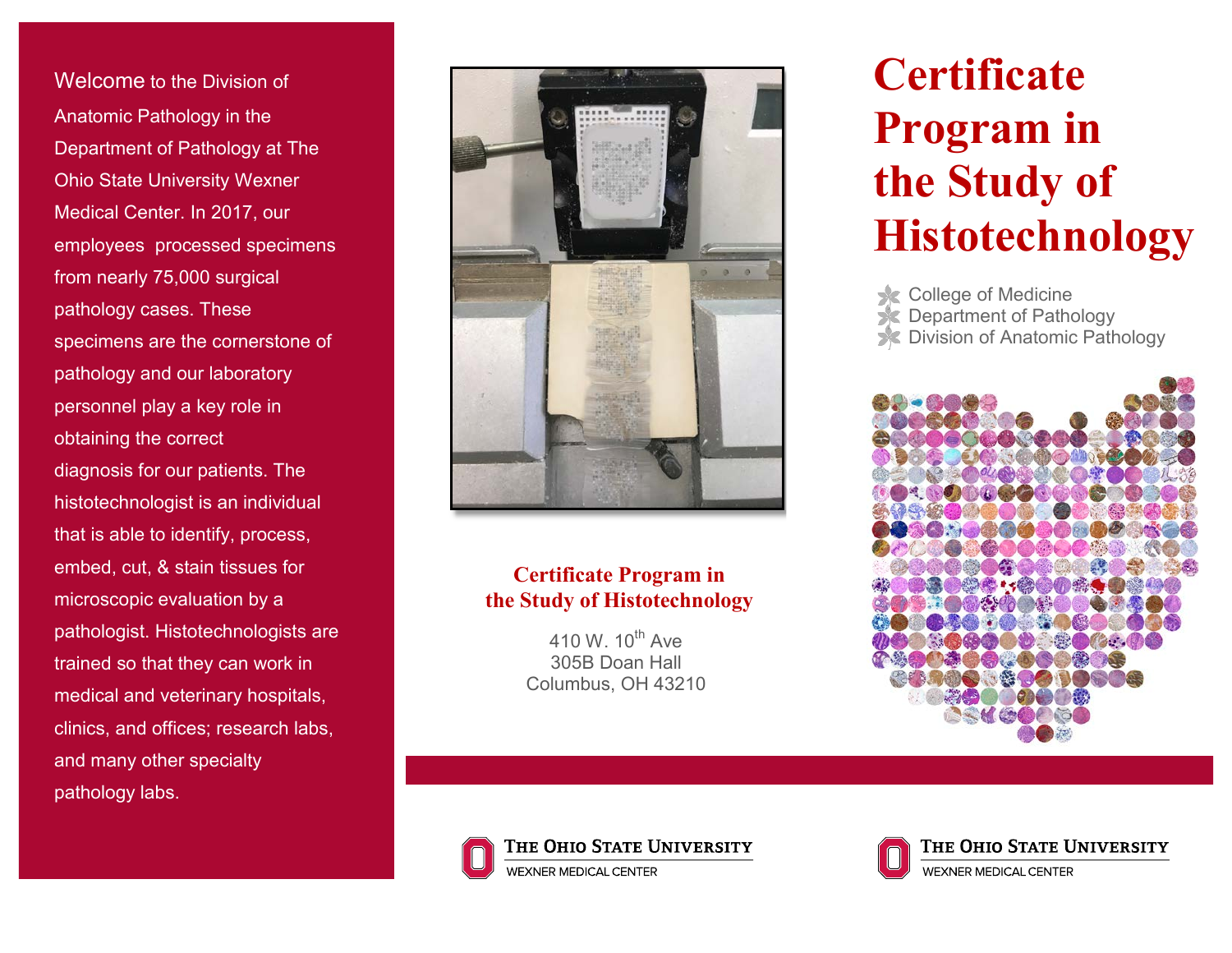Welcome to the Division of Anatomic Pathology in the Department of Pathology at The Ohio State University Wexner Medical Center. In 2017, our employees processed specimens from nearly 75,000 surgical pathology cases. These specimens are the cornerstone of pathology and our laboratory personnel play a key role in obtaining the correct diagnosis for our patients. The histotechnologist is an individual that is able to identify, process, embed, cut, & stain tissues for microscopic evaluation by a pathologist. Histotechnologists are trained so that they can work in medical and veterinary hospitals, clinics, and offices; research labs, and many other specialty pathology labs.

**Certificate Program in the Study of Histotechnology**

410 W. 10th Ave
305B Doan Hall
Columbus, OH 43210

THE OHIO STATE UNIVERSITY
WEXNER MEDICAL CENTER

# Certificate Program in the Study of Histotechnology

- College of Medicine
- Department of Pathology
- Division of Anatomic Pathology

THE OHIO STATE UNIVERSITY
WEXNER MEDICAL CENTER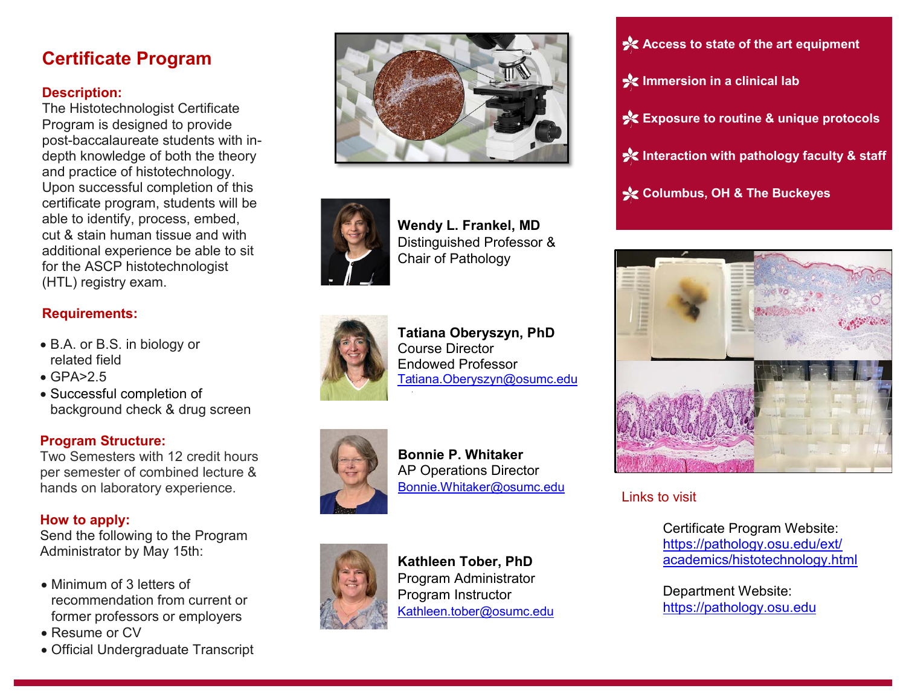## Certificate Program

### Description:

The Histotechnologist Certificate Program is designed to provide post-baccalaureate students with in-depth knowledge of both the theory and practice of histotechnology. Upon successful completion of this certificate program, students will be able to identify, process, embed, cut & stain human tissue and with additional experience be able to sit for the ASCP histotechnologist (HTL) registry exam.

### Requirements:

- B.A. or B.S. in biology or related field
- GPA>2.5
- Successful completion of background check & drug screen

### Program Structure:

Two Semesters with 12 credit hours per semester of combined lecture & hands on laboratory experience.

### How to apply:

Send the following to the Program Administrator by May 15th:

- Minimum of 3 letters of recommendation from current or former professors or employers
- Resume or CV
- Official Undergraduate Transcript

**Wendy L. Frankel, MD**
Distinguished Professor &
Chair of Pathology

**Tatiana Oberyszyn, PhD**
Course Director
Endowed Professor
Tatiana.Oberyszyn@osumc.edu

**Bonnie P. Whitaker**
AP Operations Director
Bonnie.Whitaker@osumc.edu

**Kathleen Tober, PhD**
Program Administrator
Program Instructor
Kathleen.tober@osumc.edu

- **Access to state of the art equipment**
- **Immersion in a clinical lab**
- **Exposure to routine & unique protocols**
- **Interaction with pathology faculty & staff**
- **Columbus, OH & The Buckeyes**

Links to visit

Certificate Program Website:
https://pathology.osu.edu/ext/academics/histotechnology.html

Department Website:
https://pathology.osu.edu